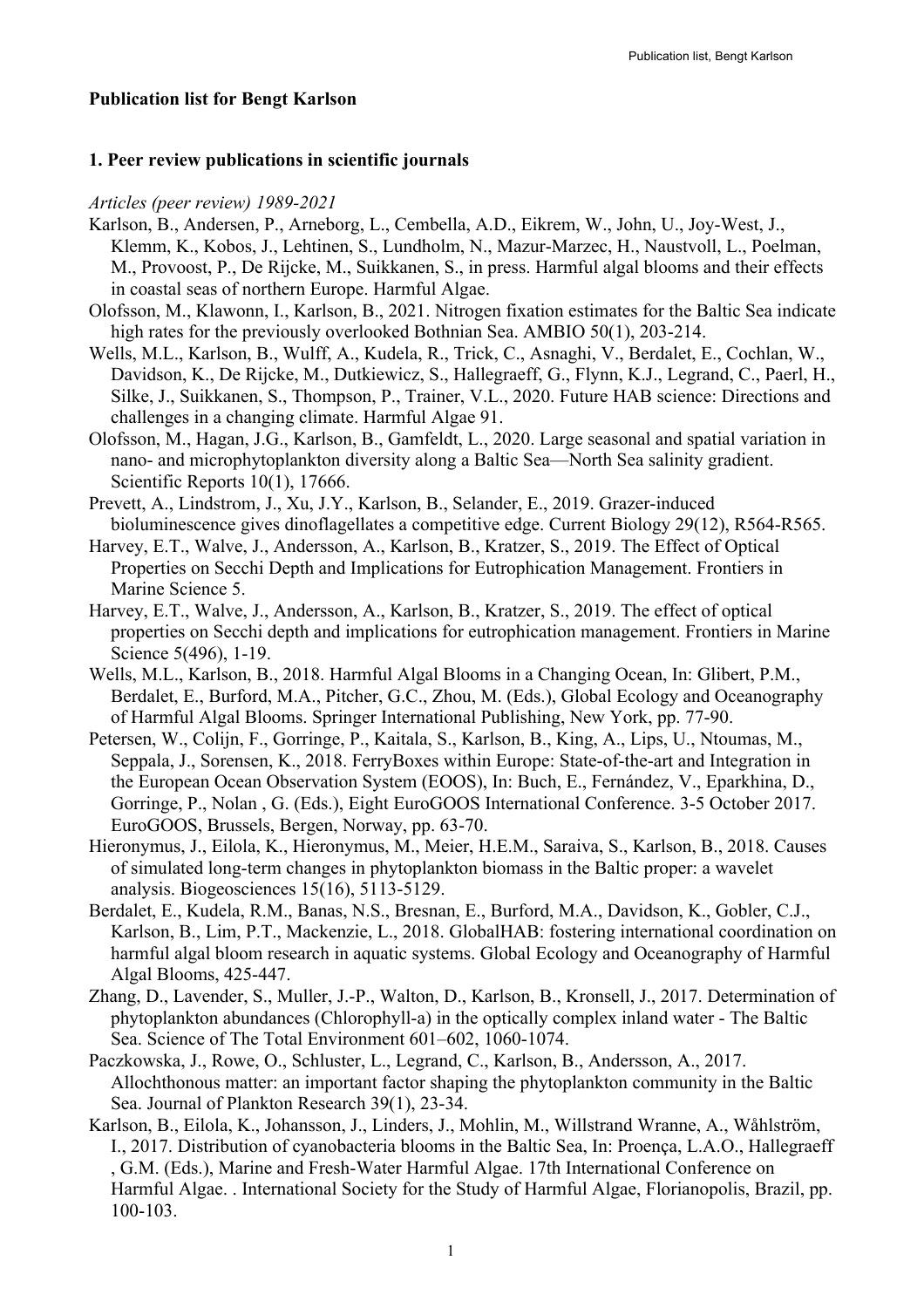**Publication list for Bengt Karlson**

**1. Peer review publications in scientific journals**

*Articles (peer review) 1989-2021*

Karlson, B., Andersen, P., Arneborg, L., Cembella, A.D., Eikrem, W., John, U., Joy-West, J., Klemm, K., Kobos, J., Lehtinen, S., Lundholm, N., Mazur-Marzec, H., Naustvoll, L., Poelman, M., Provoost, P., De Rijcke, M., Suikkanen, S., in press. Harmful algal blooms and their effects in coastal seas of northern Europe. Harmful Algae.

Olofsson, M., Klawonn, I., Karlson, B., 2021. Nitrogen fixation estimates for the Baltic Sea indicate high rates for the previously overlooked Bothnian Sea. AMBIO 50(1), 203-214.

Wells, M.L., Karlson, B., Wulff, A., Kudela, R., Trick, C., Asnaghi, V., Berdalet, E., Cochlan, W., Davidson, K., De Rijcke, M., Dutkiewicz, S., Hallegraeff, G., Flynn, K.J., Legrand, C., Paerl, H., Silke, J., Suikkanen, S., Thompson, P., Trainer, V.L., 2020. Future HAB science: Directions and challenges in a changing climate. Harmful Algae 91.

Olofsson, M., Hagan, J.G., Karlson, B., Gamfeldt, L., 2020. Large seasonal and spatial variation in nano- and microphytoplankton diversity along a Baltic Sea—North Sea salinity gradient. Scientific Reports 10(1), 17666.

Prevett, A., Lindstrom, J., Xu, J.Y., Karlson, B., Selander, E., 2019. Grazer-induced bioluminescence gives dinoflagellates a competitive edge. Current Biology 29(12), R564-R565.

Harvey, E.T., Walve, J., Andersson, A., Karlson, B., Kratzer, S., 2019. The Effect of Optical Properties on Secchi Depth and Implications for Eutrophication Management. Frontiers in Marine Science 5.

Harvey, E.T., Walve, J., Andersson, A., Karlson, B., Kratzer, S., 2019. The effect of optical properties on Secchi depth and implications for eutrophication management. Frontiers in Marine Science 5(496), 1-19.

Wells, M.L., Karlson, B., 2018. Harmful Algal Blooms in a Changing Ocean, In: Glibert, P.M., Berdalet, E., Burford, M.A., Pitcher, G.C., Zhou, M. (Eds.), Global Ecology and Oceanography of Harmful Algal Blooms. Springer International Publishing, New York, pp. 77-90.

Petersen, W., Colijn, F., Gorringe, P., Kaitala, S., Karlson, B., King, A., Lips, U., Ntoumas, M., Seppala, J., Sorensen, K., 2018. FerryBoxes within Europe: State-of-the-art and Integration in the European Ocean Observation System (EOOS), In: Buch, E., Fernández, V., Eparkhina, D., Gorringe, P., Nolan , G. (Eds.), Eight EuroGOOS International Conference. 3-5 October 2017. EuroGOOS, Brussels, Bergen, Norway, pp. 63-70.

Hieronymus, J., Eilola, K., Hieronymus, M., Meier, H.E.M., Saraiva, S., Karlson, B., 2018. Causes of simulated long-term changes in phytoplankton biomass in the Baltic proper: a wavelet analysis. Biogeosciences 15(16), 5113-5129.

Berdalet, E., Kudela, R.M., Banas, N.S., Bresnan, E., Burford, M.A., Davidson, K., Gobler, C.J., Karlson, B., Lim, P.T., Mackenzie, L., 2018. GlobalHAB: fostering international coordination on harmful algal bloom research in aquatic systems. Global Ecology and Oceanography of Harmful Algal Blooms, 425-447.

Zhang, D., Lavender, S., Muller, J.-P., Walton, D., Karlson, B., Kronsell, J., 2017. Determination of phytoplankton abundances (Chlorophyll-a) in the optically complex inland water - The Baltic Sea. Science of The Total Environment 601–602, 1060-1074.

Paczkowska, J., Rowe, O., Schluster, L., Legrand, C., Karlson, B., Andersson, A., 2017. Allochthonous matter: an important factor shaping the phytoplankton community in the Baltic Sea. Journal of Plankton Research 39(1), 23-34.

Karlson, B., Eilola, K., Johansson, J., Linders, J., Mohlin, M., Willstrand Wranne, A., Wåhlström, I., 2017. Distribution of cyanobacteria blooms in the Baltic Sea, In: Proença, L.A.O., Hallegraeff , G.M. (Eds.), Marine and Fresh-Water Harmful Algae. 17th International Conference on Harmful Algae. . International Society for the Study of Harmful Algae, Florianopolis, Brazil, pp. 100-103.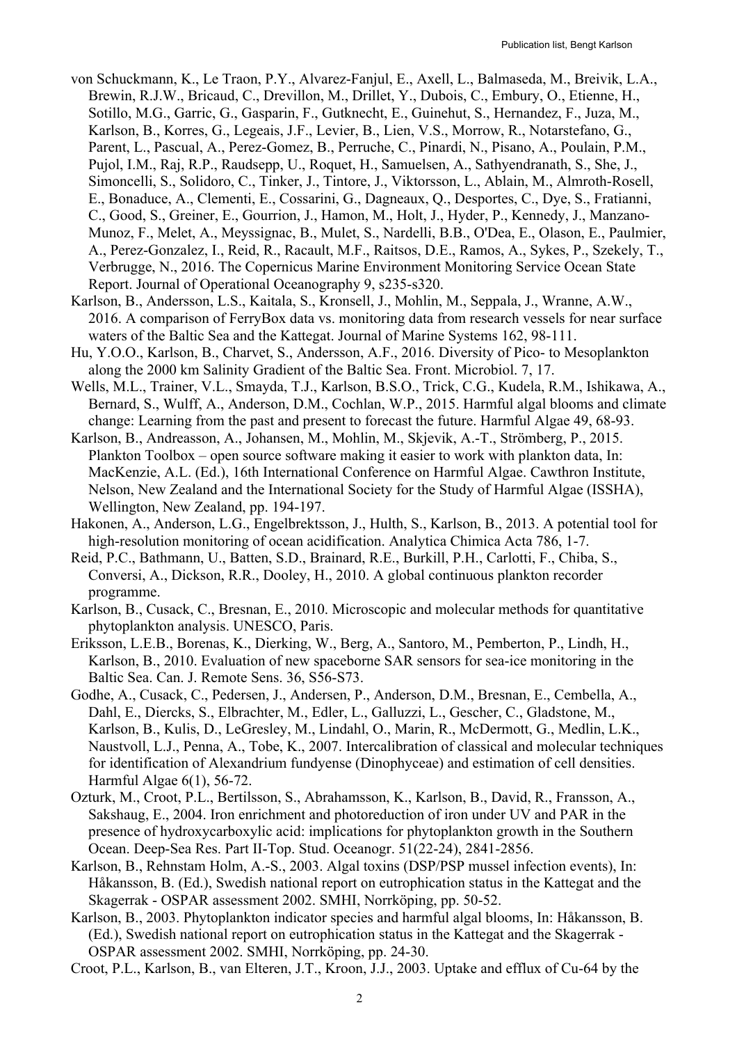von Schuckmann, K., Le Traon, P.Y., Alvarez-Fanjul, E., Axell, L., Balmaseda, M., Breivik, L.A., Brewin, R.J.W., Bricaud, C., Drevillon, M., Drillet, Y., Dubois, C., Embury, O., Etienne, H., Sotillo, M.G., Garric, G., Gasparin, F., Gutknecht, E., Guinehut, S., Hernandez, F., Juza, M., Karlson, B., Korres, G., Legeais, J.F., Levier, B., Lien, V.S., Morrow, R., Notarstefano, G., Parent, L., Pascual, A., Perez-Gomez, B., Perruche, C., Pinardi, N., Pisano, A., Poulain, P.M., Pujol, I.M., Raj, R.P., Raudsepp, U., Roquet, H., Samuelsen, A., Sathyendranath, S., She, J., Simoncelli, S., Solidoro, C., Tinker, J., Tintore, J., Viktorsson, L., Ablain, M., Almroth-Rosell, E., Bonaduce, A., Clementi, E., Cossarini, G., Dagneaux, Q., Desportes, C., Dye, S., Fratianni, C., Good, S., Greiner, E., Gourrion, J., Hamon, M., Holt, J., Hyder, P., Kennedy, J., Manzano-Munoz, F., Melet, A., Meyssignac, B., Mulet, S., Nardelli, B.B., O'Dea, E., Olason, E., Paulmier, A., Perez-Gonzalez, I., Reid, R., Racault, M.F., Raitsos, D.E., Ramos, A., Sykes, P., Szekely, T., Verbrugge, N., 2016. The Copernicus Marine Environment Monitoring Service Ocean State Report. Journal of Operational Oceanography 9, s235-s320.

Karlson, B., Andersson, L.S., Kaitala, S., Kronsell, J., Mohlin, M., Seppala, J., Wranne, A.W., 2016. A comparison of FerryBox data vs. monitoring data from research vessels for near surface waters of the Baltic Sea and the Kattegat. Journal of Marine Systems 162, 98-111.

Hu, Y.O.O., Karlson, B., Charvet, S., Andersson, A.F., 2016. Diversity of Pico- to Mesoplankton along the 2000 km Salinity Gradient of the Baltic Sea. Front. Microbiol. 7, 17.

Wells, M.L., Trainer, V.L., Smayda, T.J., Karlson, B.S.O., Trick, C.G., Kudela, R.M., Ishikawa, A., Bernard, S., Wulff, A., Anderson, D.M., Cochlan, W.P., 2015. Harmful algal blooms and climate change: Learning from the past and present to forecast the future. Harmful Algae 49, 68-93.

Karlson, B., Andreasson, A., Johansen, M., Mohlin, M., Skjevik, A.-T., Strömberg, P., 2015. Plankton Toolbox – open source software making it easier to work with plankton data, In: MacKenzie, A.L. (Ed.), 16th International Conference on Harmful Algae. Cawthron Institute, Nelson, New Zealand and the International Society for the Study of Harmful Algae (ISSHA), Wellington, New Zealand, pp. 194-197.

Hakonen, A., Anderson, L.G., Engelbrektsson, J., Hulth, S., Karlson, B., 2013. A potential tool for high-resolution monitoring of ocean acidification. Analytica Chimica Acta 786, 1-7.

Reid, P.C., Bathmann, U., Batten, S.D., Brainard, R.E., Burkill, P.H., Carlotti, F., Chiba, S., Conversi, A., Dickson, R.R., Dooley, H., 2010. A global continuous plankton recorder programme.

Karlson, B., Cusack, C., Bresnan, E., 2010. Microscopic and molecular methods for quantitative phytoplankton analysis. UNESCO, Paris.

Eriksson, L.E.B., Borenas, K., Dierking, W., Berg, A., Santoro, M., Pemberton, P., Lindh, H., Karlson, B., 2010. Evaluation of new spaceborne SAR sensors for sea-ice monitoring in the Baltic Sea. Can. J. Remote Sens. 36, S56-S73.

Godhe, A., Cusack, C., Pedersen, J., Andersen, P., Anderson, D.M., Bresnan, E., Cembella, A., Dahl, E., Diercks, S., Elbrachter, M., Edler, L., Galluzzi, L., Gescher, C., Gladstone, M., Karlson, B., Kulis, D., LeGresley, M., Lindahl, O., Marin, R., McDermott, G., Medlin, L.K., Naustvoll, L.J., Penna, A., Tobe, K., 2007. Intercalibration of classical and molecular techniques for identification of Alexandrium fundyense (Dinophyceae) and estimation of cell densities. Harmful Algae 6(1), 56-72.

Ozturk, M., Croot, P.L., Bertilsson, S., Abrahamsson, K., Karlson, B., David, R., Fransson, A., Sakshaug, E., 2004. Iron enrichment and photoreduction of iron under UV and PAR in the presence of hydroxycarboxylic acid: implications for phytoplankton growth in the Southern Ocean. Deep-Sea Res. Part II-Top. Stud. Oceanogr. 51(22-24), 2841-2856.

Karlson, B., Rehnstam Holm, A.-S., 2003. Algal toxins (DSP/PSP mussel infection events), In: Håkansson, B. (Ed.), Swedish national report on eutrophication status in the Kattegat and the Skagerrak - OSPAR assessment 2002. SMHI, Norrköping, pp. 50-52.

Karlson, B., 2003. Phytoplankton indicator species and harmful algal blooms, In: Håkansson, B. (Ed.), Swedish national report on eutrophication status in the Kattegat and the Skagerrak - OSPAR assessment 2002. SMHI, Norrköping, pp. 24-30.

Croot, P.L., Karlson, B., van Elteren, J.T., Kroon, J.J., 2003. Uptake and efflux of Cu-64 by the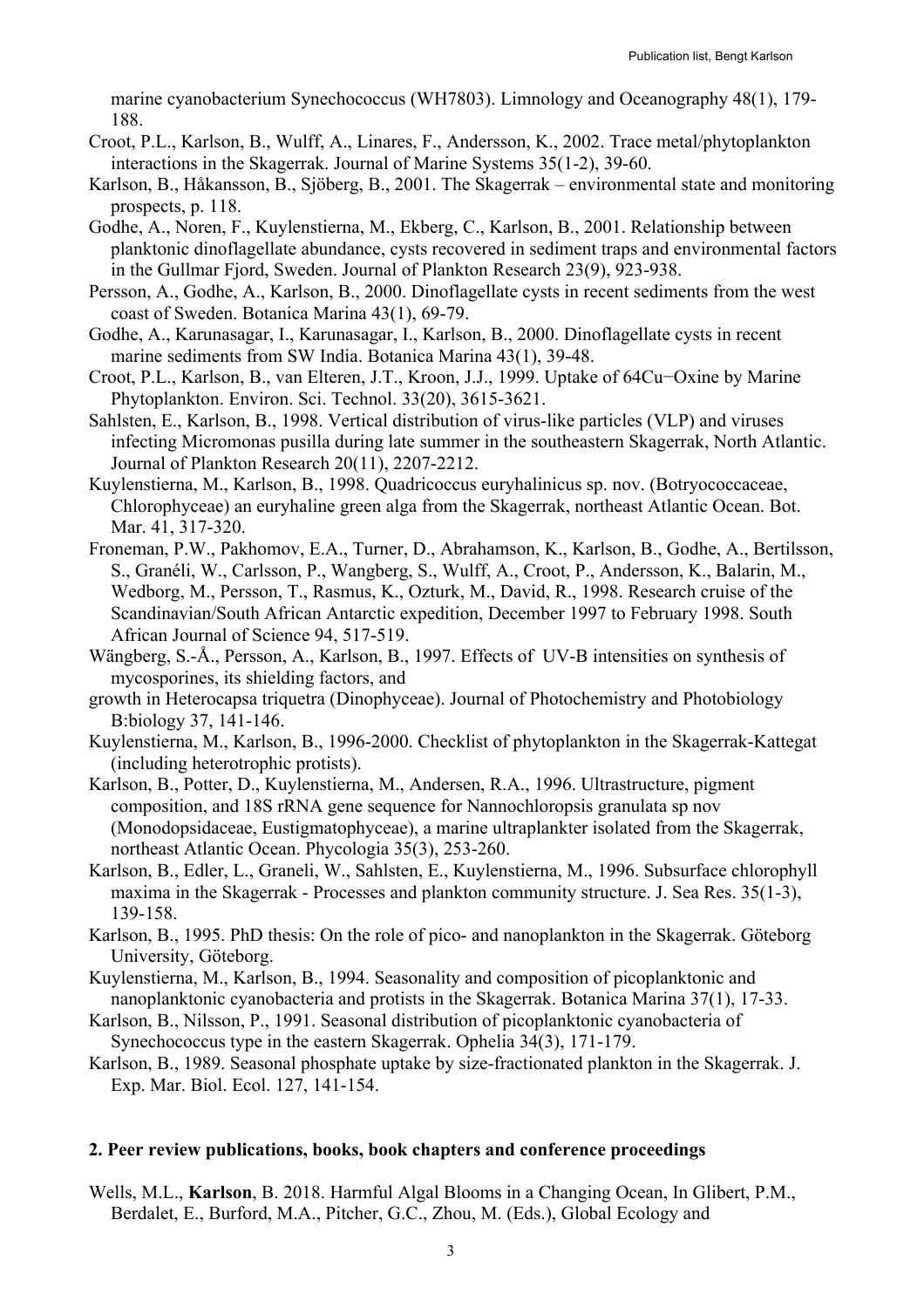marine cyanobacterium Synechococcus (WH7803). Limnology and Oceanography 48(1), 179-188.

Croot, P.L., Karlson, B., Wulff, A., Linares, F., Andersson, K., 2002. Trace metal/phytoplankton interactions in the Skagerrak. Journal of Marine Systems 35(1-2), 39-60.

Karlson, B., Håkansson, B., Sjöberg, B., 2001. The Skagerrak – environmental state and monitoring prospects, p. 118.

Godhe, A., Noren, F., Kuylenstierna, M., Ekberg, C., Karlson, B., 2001. Relationship between planktonic dinoflagellate abundance, cysts recovered in sediment traps and environmental factors in the Gullmar Fjord, Sweden. Journal of Plankton Research 23(9), 923-938.

Persson, A., Godhe, A., Karlson, B., 2000. Dinoflagellate cysts in recent sediments from the west coast of Sweden. Botanica Marina 43(1), 69-79.

Godhe, A., Karunasagar, I., Karunasagar, I., Karlson, B., 2000. Dinoflagellate cysts in recent marine sediments from SW India. Botanica Marina 43(1), 39-48.

Croot, P.L., Karlson, B., van Elteren, J.T., Kroon, J.J., 1999. Uptake of 64Cu−Oxine by Marine Phytoplankton. Environ. Sci. Technol. 33(20), 3615-3621.

Sahlsten, E., Karlson, B., 1998. Vertical distribution of virus-like particles (VLP) and viruses infecting Micromonas pusilla during late summer in the southeastern Skagerrak, North Atlantic. Journal of Plankton Research 20(11), 2207-2212.

Kuylenstierna, M., Karlson, B., 1998. Quadricoccus euryhalinicus sp. nov. (Botryococcaceae, Chlorophyceae) an euryhaline green alga from the Skagerrak, northeast Atlantic Ocean. Bot. Mar. 41, 317-320.

Froneman, P.W., Pakhomov, E.A., Turner, D., Abrahamson, K., Karlson, B., Godhe, A., Bertilsson, S., Granéli, W., Carlsson, P., Wangberg, S., Wulff, A., Croot, P., Andersson, K., Balarin, M., Wedborg, M., Persson, T., Rasmus, K., Ozturk, M., David, R., 1998. Research cruise of the Scandinavian/South African Antarctic expedition, December 1997 to February 1998. South African Journal of Science 94, 517-519.

Wängberg, S.-Å., Persson, A., Karlson, B., 1997. Effects of UV-B intensities on synthesis of mycosporines, its shielding factors, and
growth in Heterocapsa triquetra (Dinophyceae). Journal of Photochemistry and Photobiology B:biology 37, 141-146.

Kuylenstierna, M., Karlson, B., 1996-2000. Checklist of phytoplankton in the Skagerrak-Kattegat (including heterotrophic protists).

Karlson, B., Potter, D., Kuylenstierna, M., Andersen, R.A., 1996. Ultrastructure, pigment composition, and 18S rRNA gene sequence for Nannochloropsis granulata sp nov (Monodopsidaceae, Eustigmatophyceae), a marine ultraplankter isolated from the Skagerrak, northeast Atlantic Ocean. Phycologia 35(3), 253-260.

Karlson, B., Edler, L., Graneli, W., Sahlsten, E., Kuylenstierna, M., 1996. Subsurface chlorophyll maxima in the Skagerrak - Processes and plankton community structure. J. Sea Res. 35(1-3), 139-158.

Karlson, B., 1995. PhD thesis: On the role of pico- and nanoplankton in the Skagerrak. Göteborg University, Göteborg.

Kuylenstierna, M., Karlson, B., 1994. Seasonality and composition of picoplanktonic and nanoplanktonic cyanobacteria and protists in the Skagerrak. Botanica Marina 37(1), 17-33.

Karlson, B., Nilsson, P., 1991. Seasonal distribution of picoplanktonic cyanobacteria of Synechococcus type in the eastern Skagerrak. Ophelia 34(3), 171-179.

Karlson, B., 1989. Seasonal phosphate uptake by size-fractionated plankton in the Skagerrak. J. Exp. Mar. Biol. Ecol. 127, 141-154.

## 2. Peer review publications, books, book chapters and conference proceedings

Wells, M.L., **Karlson**, B. 2018. Harmful Algal Blooms in a Changing Ocean, In Glibert, P.M., Berdalet, E., Burford, M.A., Pitcher, G.C., Zhou, M. (Eds.), Global Ecology and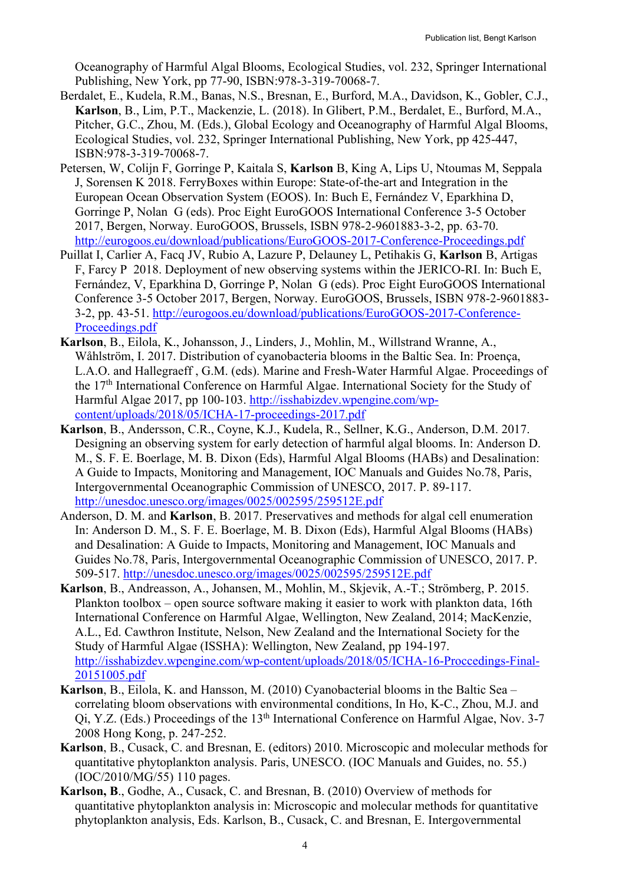Oceanography of Harmful Algal Blooms, Ecological Studies, vol. 232, Springer International Publishing, New York, pp 77-90, ISBN:978-3-319-70068-7.

Berdalet, E., Kudela, R.M., Banas, N.S., Bresnan, E., Burford, M.A., Davidson, K., Gobler, C.J., **Karlson**, B., Lim, P.T., Mackenzie, L. (2018). In Glibert, P.M., Berdalet, E., Burford, M.A., Pitcher, G.C., Zhou, M. (Eds.), Global Ecology and Oceanography of Harmful Algal Blooms, Ecological Studies, vol. 232, Springer International Publishing, New York, pp 425-447, ISBN:978-3-319-70068-7.

Petersen, W, Colijn F, Gorringe P, Kaitala S, **Karlson** B, King A, Lips U, Ntoumas M, Seppala J, Sorensen K 2018. FerryBoxes within Europe: State-of-the-art and Integration in the European Ocean Observation System (EOOS). In: Buch E, Fernández V, Eparkhina D, Gorringe P, Nolan G (eds). Proc Eight EuroGOOS International Conference 3-5 October 2017, Bergen, Norway. EuroGOOS, Brussels, ISBN 978-2-9601883-3-2, pp. 63-70. http://eurogoos.eu/download/publications/EuroGOOS-2017-Conference-Proceedings.pdf

Puillat I, Carlier A, Facq JV, Rubio A, Lazure P, Delauney L, Petihakis G, **Karlson** B, Artigas F, Farcy P 2018. Deployment of new observing systems within the JERICO-RI. In: Buch E, Fernández, V, Eparkhina D, Gorringe P, Nolan G (eds). Proc Eight EuroGOOS International Conference 3-5 October 2017, Bergen, Norway. EuroGOOS, Brussels, ISBN 978-2-9601883-3-2, pp. 43-51. http://eurogoos.eu/download/publications/EuroGOOS-2017-Conference-Proceedings.pdf

**Karlson**, B., Eilola, K., Johansson, J., Linders, J., Mohlin, M., Willstrand Wranne, A., Wåhlström, I. 2017. Distribution of cyanobacteria blooms in the Baltic Sea. In: Proença, L.A.O. and Hallegraeff , G.M. (eds). Marine and Fresh-Water Harmful Algae. Proceedings of the 17th International Conference on Harmful Algae. International Society for the Study of Harmful Algae 2017, pp 100-103. http://isshabizdev.wpengine.com/wp-content/uploads/2018/05/ICHA-17-proceedings-2017.pdf

**Karlson**, B., Andersson, C.R., Coyne, K.J., Kudela, R., Sellner, K.G., Anderson, D.M. 2017. Designing an observing system for early detection of harmful algal blooms. In: Anderson D. M., S. F. E. Boerlage, M. B. Dixon (Eds), Harmful Algal Blooms (HABs) and Desalination: A Guide to Impacts, Monitoring and Management, IOC Manuals and Guides No.78, Paris, Intergovernmental Oceanographic Commission of UNESCO, 2017. P. 89-117. http://unesdoc.unesco.org/images/0025/002595/259512E.pdf

Anderson, D. M. and **Karlson**, B. 2017. Preservatives and methods for algal cell enumeration In: Anderson D. M., S. F. E. Boerlage, M. B. Dixon (Eds), Harmful Algal Blooms (HABs) and Desalination: A Guide to Impacts, Monitoring and Management, IOC Manuals and Guides No.78, Paris, Intergovernmental Oceanographic Commission of UNESCO, 2017. P. 509-517. http://unesdoc.unesco.org/images/0025/002595/259512E.pdf

**Karlson**, B., Andreasson, A., Johansen, M., Mohlin, M., Skjevik, A.-T.; Strömberg, P. 2015. Plankton toolbox – open source software making it easier to work with plankton data, 16th International Conference on Harmful Algae, Wellington, New Zealand, 2014; MacKenzie, A.L., Ed. Cawthron Institute, Nelson, New Zealand and the International Society for the Study of Harmful Algae (ISSHA): Wellington, New Zealand, pp 194-197. http://isshabizdev.wpengine.com/wp-content/uploads/2018/05/ICHA-16-Proccedings-Final-20151005.pdf

**Karlson**, B., Eilola, K. and Hansson, M. (2010) Cyanobacterial blooms in the Baltic Sea – correlating bloom observations with environmental conditions, In Ho, K-C., Zhou, M.J. and Qi, Y.Z. (Eds.) Proceedings of the 13th International Conference on Harmful Algae, Nov. 3-7 2008 Hong Kong, p. 247-252.

**Karlson**, B., Cusack, C. and Bresnan, E. (editors) 2010. Microscopic and molecular methods for quantitative phytoplankton analysis. Paris, UNESCO. (IOC Manuals and Guides, no. 55.) (IOC/2010/MG/55) 110 pages.

**Karlson, B**., Godhe, A., Cusack, C. and Bresnan, B. (2010) Overview of methods for quantitative phytoplankton analysis in: Microscopic and molecular methods for quantitative phytoplankton analysis, Eds. Karlson, B., Cusack, C. and Bresnan, E. Intergovernmental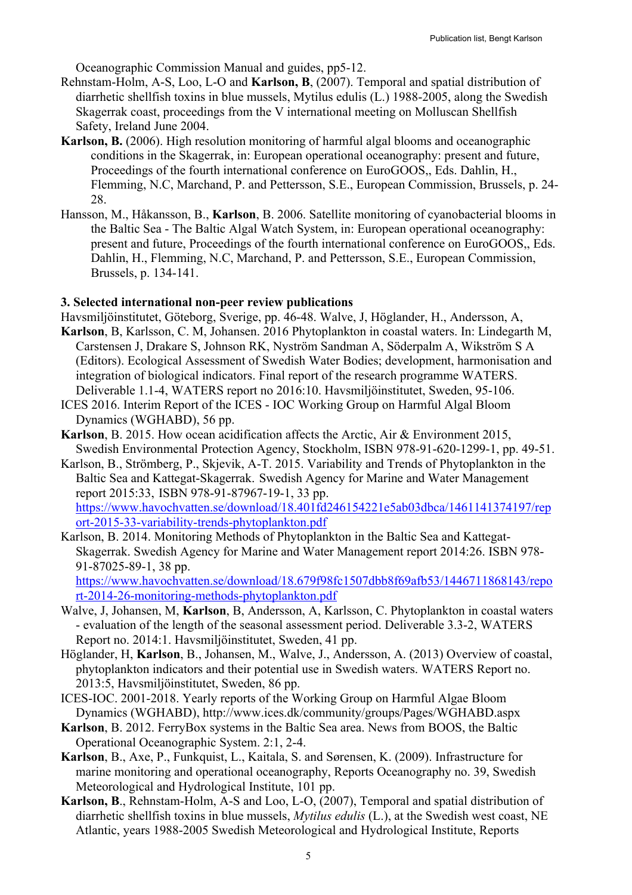Oceanographic Commission Manual and guides, pp5-12.

Rehnstam-Holm, A-S, Loo, L-O and **Karlson, B**, (2007). Temporal and spatial distribution of diarrhetic shellfish toxins in blue mussels, Mytilus edulis (L.) 1988-2005, along the Swedish Skagerrak coast, proceedings from the V international meeting on Molluscan Shellfish Safety, Ireland June 2004.

**Karlson, B.** (2006). High resolution monitoring of harmful algal blooms and oceanographic conditions in the Skagerrak, in: European operational oceanography: present and future, Proceedings of the fourth international conference on EuroGOOS,, Eds. Dahlin, H., Flemming, N.C, Marchand, P. and Pettersson, S.E., European Commission, Brussels, p. 24-28.

Hansson, M., Håkansson, B., **Karlson**, B. 2006. Satellite monitoring of cyanobacterial blooms in the Baltic Sea - The Baltic Algal Watch System, in: European operational oceanography: present and future, Proceedings of the fourth international conference on EuroGOOS,, Eds. Dahlin, H., Flemming, N.C, Marchand, P. and Pettersson, S.E., European Commission, Brussels, p. 134-141.

### 3. Selected international non-peer review publications

Havsmiljöinstitutet, Göteborg, Sverige, pp. 46-48. Walve, J, Höglander, H., Andersson, A, **Karlson**, B, Karlsson, C. M, Johansen. 2016 Phytoplankton in coastal waters. In: Lindegarth M, Carstensen J, Drakare S, Johnson RK, Nyström Sandman A, Söderpalm A, Wikström S A (Editors). Ecological Assessment of Swedish Water Bodies; development, harmonisation and integration of biological indicators. Final report of the research programme WATERS. Deliverable 1.1-4, WATERS report no 2016:10. Havsmiljöinstitutet, Sweden, 95-106.

ICES 2016. Interim Report of the ICES - IOC Working Group on Harmful Algal Bloom Dynamics (WGHABD), 56 pp.

**Karlson**, B. 2015. How ocean acidification affects the Arctic, Air & Environment 2015, Swedish Environmental Protection Agency, Stockholm, ISBN 978-91-620-1299-1, pp. 49-51.

Karlson, B., Strömberg, P., Skjevik, A-T. 2015. Variability and Trends of Phytoplankton in the Baltic Sea and Kattegat-Skagerrak. Swedish Agency for Marine and Water Management report 2015:33, ISBN 978-91-87967-19-1, 33 pp. https://www.havochvatten.se/download/18.401fd246154221e5ab03dbca/1461141374197/report-2015-33-variability-trends-phytoplankton.pdf

Karlson, B. 2014. Monitoring Methods of Phytoplankton in the Baltic Sea and Kattegat-Skagerrak. Swedish Agency for Marine and Water Management report 2014:26. ISBN 978-91-87025-89-1, 38 pp. https://www.havochvatten.se/download/18.679f98fc1507dbb8f69afb53/1446711868143/report-2014-26-monitoring-methods-phytoplankton.pdf

Walve, J, Johansen, M, **Karlson**, B, Andersson, A, Karlsson, C. Phytoplankton in coastal waters - evaluation of the length of the seasonal assessment period. Deliverable 3.3-2, WATERS Report no. 2014:1. Havsmiljöinstitutet, Sweden, 41 pp.

Höglander, H, **Karlson**, B., Johansen, M., Walve, J., Andersson, A. (2013) Overview of coastal, phytoplankton indicators and their potential use in Swedish waters. WATERS Report no. 2013:5, Havsmiljöinstitutet, Sweden, 86 pp.

ICES-IOC. 2001-2018. Yearly reports of the Working Group on Harmful Algae Bloom Dynamics (WGHABD), http://www.ices.dk/community/groups/Pages/WGHABD.aspx

**Karlson**, B. 2012. FerryBox systems in the Baltic Sea area. News from BOOS, the Baltic Operational Oceanography System. 2:1, 2-4.

**Karlson**, B., Axe, P., Funkquist, L., Kaitala, S. and Sørensen, K. (2009). Infrastructure for marine monitoring and operational oceanography, Reports Oceanography no. 39, Swedish Meteorological and Hydrological Institute, 101 pp.

**Karlson, B.**, Rehnstam-Holm, A-S and Loo, L-O, (2007), Temporal and spatial distribution of diarrhetic shellfish toxins in blue mussels, *Mytilus edulis* (L.), at the Swedish west coast, NE Atlantic, years 1988-2005 Swedish Meteorological and Hydrological Institute, Reports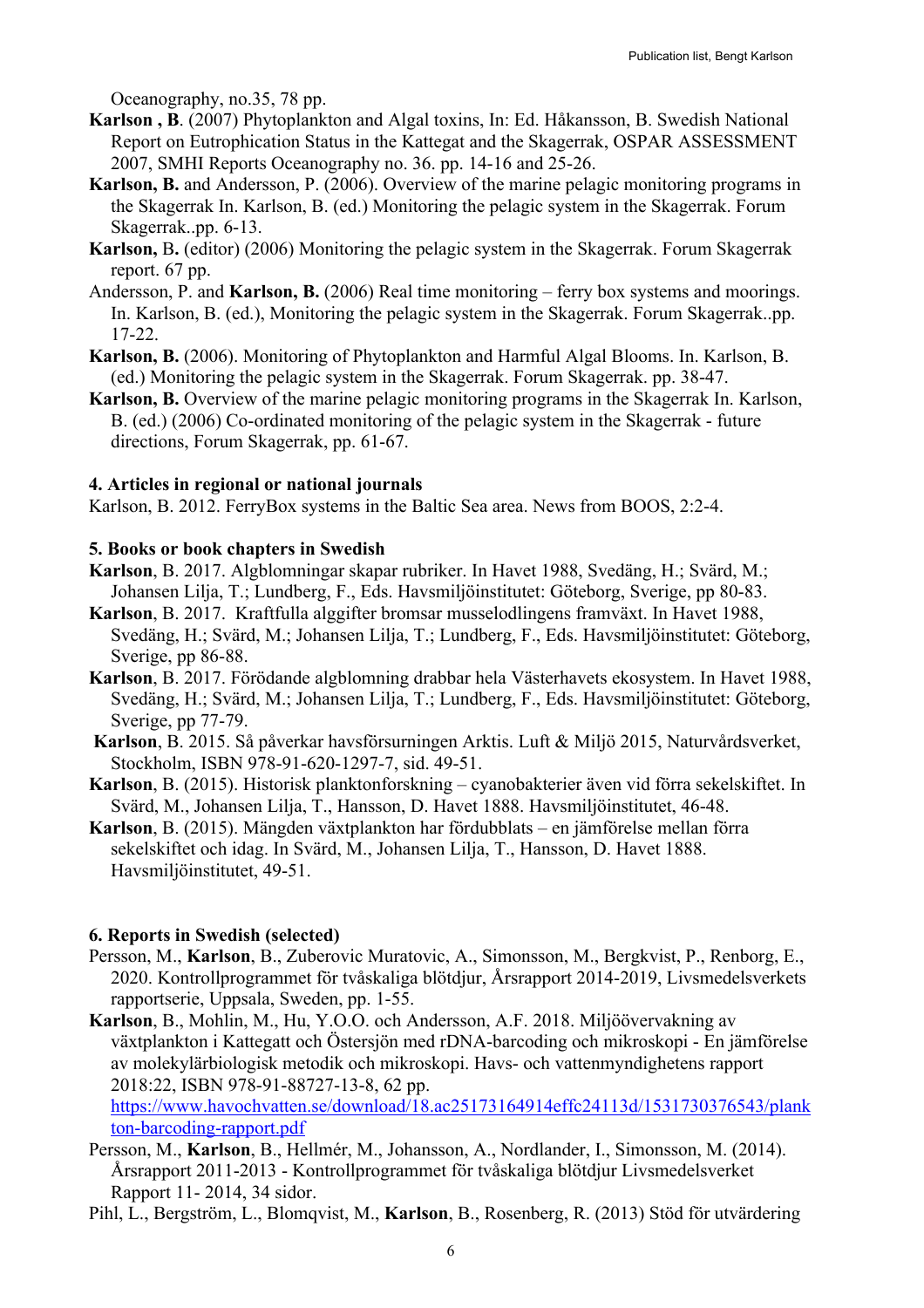Oceanography, no.35, 78 pp.

**Karlson , B**. (2007) Phytoplankton and Algal toxins, In: Ed. Håkansson, B. Swedish National Report on Eutrophication Status in the Kattegat and the Skagerrak, OSPAR ASSESSMENT 2007, SMHI Reports Oceanography no. 36. pp. 14-16 and 25-26.

**Karlson, B.** and Andersson, P. (2006). Overview of the marine pelagic monitoring programs in the Skagerrak In. Karlson, B. (ed.) Monitoring the pelagic system in the Skagerrak. Forum Skagerrak..pp. 6-13.

**Karlson,** B**.** (editor) (2006) Monitoring the pelagic system in the Skagerrak. Forum Skagerrak report. 67 pp.

Andersson, P. and **Karlson, B.** (2006) Real time monitoring – ferry box systems and moorings. In. Karlson, B. (ed.), Monitoring the pelagic system in the Skagerrak. Forum Skagerrak..pp. 17-22.

**Karlson, B.** (2006). Monitoring of Phytoplankton and Harmful Algal Blooms. In. Karlson, B. (ed.) Monitoring the pelagic system in the Skagerrak. Forum Skagerrak. pp. 38-47.

**Karlson, B.** Overview of the marine pelagic monitoring programs in the Skagerrak In. Karlson, B. (ed.) (2006) Co-ordinated monitoring of the pelagic system in the Skagerrak - future directions, Forum Skagerrak, pp. 61-67.

### 4. Articles in regional or national journals

Karlson, B. 2012. FerryBox systems in the Baltic Sea area. News from BOOS, 2:2-4.

### 5. Books or book chapters in Swedish

**Karlson**, B. 2017. Algblomningar skapar rubriker. In Havet 1988, Svedäng, H.; Svärd, M.; Johansen Lilja, T.; Lundberg, F., Eds. Havsmiljöinstitutet: Göteborg, Sverige, pp 80-83.

**Karlson**, B. 2017. Kraftfulla alggifter bromsar musselodlingens framväxt. In Havet 1988, Svedäng, H.; Svärd, M.; Johansen Lilja, T.; Lundberg, F., Eds. Havsmiljöinstitutet: Göteborg, Sverige, pp 86-88.

**Karlson**, B. 2017. Förödande algblomning drabbar hela Västerhavets ekosystem. In Havet 1988, Svedäng, H.; Svärd, M.; Johansen Lilja, T.; Lundberg, F., Eds. Havsmiljöinstitutet: Göteborg, Sverige, pp 77-79.

**Karlson**, B. 2015. Så påverkar havsförsurningen Arktis. Luft & Miljö 2015, Naturvårdsverket, Stockholm, ISBN 978-91-620-1297-7, sid. 49-51.

**Karlson**, B. (2015). Historisk planktonforskning – cyanobakterier även vid förra sekelskiftet. In Svärd, M., Johansen Lilja, T., Hansson, D. Havet 1888. Havsmiljöinstitutet, 46-48.

**Karlson**, B. (2015). Mängden växtplankton har fördubblats – en jämförelse mellan förra sekelskiftet och idag. In Svärd, M., Johansen Lilja, T., Hansson, D. Havet 1888. Havsmiljöinstitutet, 49-51.

### 6. Reports in Swedish (selected)

Persson, M., **Karlson**, B., Zuberovic Muratovic, A., Simonsson, M., Bergkvist, P., Renborg, E., 2020. Kontrollprogrammet för tvåskaliga blötdjur, Årsrapport 2014-2019, Livsmedelsverkets rapportserie, Uppsala, Sweden, pp. 1-55.

**Karlson**, B., Mohlin, M., Hu, Y.O.O. och Andersson, A.F. 2018. Miljöövervakning av växtplankton i Kattegatt och Östersjön med rDNA-barcoding och mikroskopi - En jämförelse av molekylärbiologisk metodik och mikroskopi. Havs- och vattenmyndighetens rapport 2018:22, ISBN 978-91-88727-13-8, 62 pp. https://www.havochvatten.se/download/18.ac25173164914effc24113d/1531730376543/plankton-barcoding-rapport.pdf

Persson, M., **Karlson**, B., Hellmér, M., Johansson, A., Nordlander, I., Simonsson, M. (2014). Årsrapport 2011-2013 - Kontrollprogrammet för tvåskaliga blötdjur Livsmedelsverket Rapport 11- 2014, 34 sidor.

Pihl, L., Bergström, L., Blomqvist, M., **Karlson**, B., Rosenberg, R. (2013) Stöd för utvärdering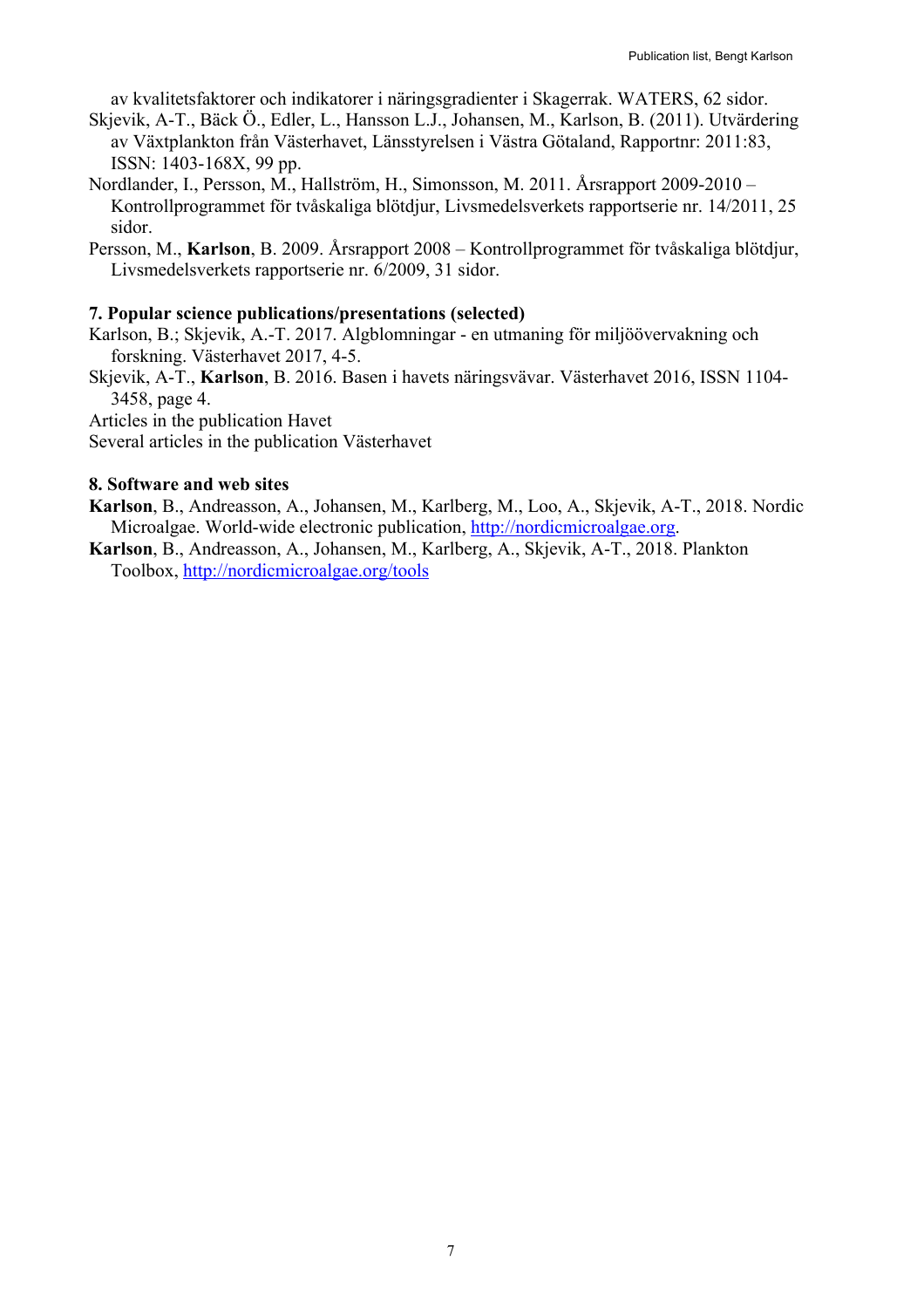av kvalitetsfaktorer och indikatorer i näringsgradienter i Skagerrak. WATERS, 62 sidor.

Skjevik, A-T., Bäck Ö., Edler, L., Hansson L.J., Johansen, M., Karlson, B. (2011). Utvärdering av Växtplankton från Västerhavet, Länsstyrelsen i Västra Götaland, Rapportnr: 2011:83, ISSN: 1403-168X, 99 pp.

Nordlander, I., Persson, M., Hallström, H., Simonsson, M. 2011. Årsrapport 2009-2010 – Kontrollprogrammet för tvåskaliga blötdjur, Livsmedelsverkets rapportserie nr. 14/2011, 25 sidor.

Persson, M., **Karlson**, B. 2009. Årsrapport 2008 – Kontrollprogrammet för tvåskaliga blötdjur, Livsmedelsverkets rapportserie nr. 6/2009, 31 sidor.

## 7. Popular science publications/presentations (selected)

Karlson, B.; Skjevik, A.-T. 2017. Algblomningar - en utmaning för miljöövervakning och forskning. Västerhavet 2017, 4-5.

Skjevik, A-T., **Karlson**, B. 2016. Basen i havets näringsvävar. Västerhavet 2016, ISSN 1104-3458, page 4.

Articles in the publication Havet

Several articles in the publication Västerhavet

## 8. Software and web sites

**Karlson**, B., Andreasson, A., Johansen, M., Karlberg, M., Loo, A., Skjevik, A-T., 2018. Nordic Microalgae. World-wide electronic publication, [http://nordicmicroalgae.org](http://nordicmicroalgae.org).

**Karlson**, B., Andreasson, A., Johansen, M., Karlberg, A., Skjevik, A-T., 2018. Plankton Toolbox, [http://nordicmicroalgae.org/tools](http://nordicmicroalgae.org/tools)